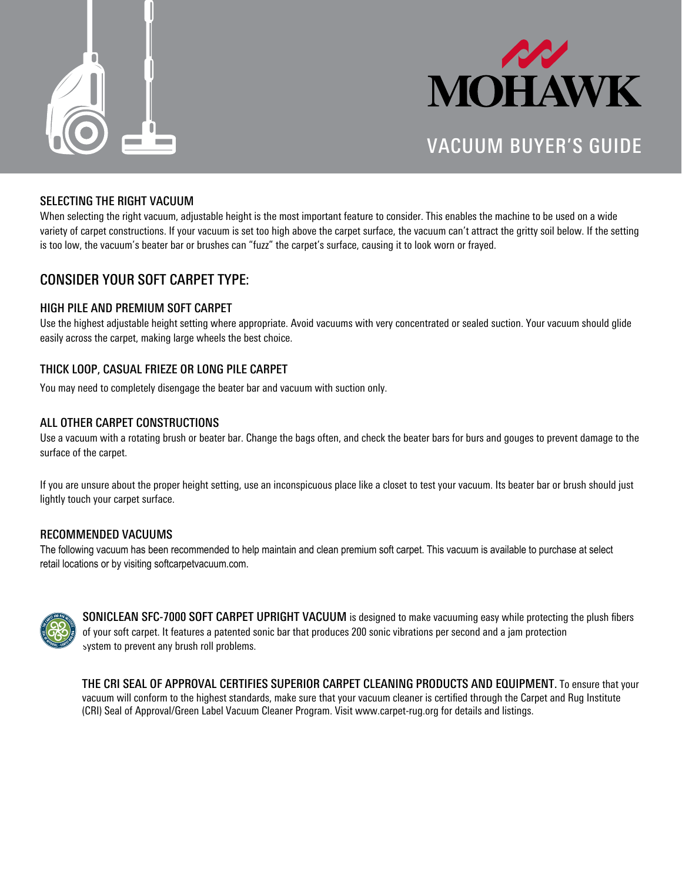# MOHAWK

## VACUUM BUYER'S GUIDE

### SELECTING THE RIGHT VACUUM

When selecting the right vacuum, adjustable height is the most important feature to consider. This enables the machine to be used on a wide variety of carpet constructions. If your vacuum is set too high above the carpet surface, the vacuum can't attract the gritty soil below. If the setting is too low, the vacuum's beater bar or brushes can "fuzz" the carpet's surface, causing it to look worn or frayed.

## CONSIDER YOUR SOFT CARPET TYPE:

### HIGH PILE AND PREMIUM SOFT CARPET

Use the highest adjustable height setting where appropriate. Avoid vacuums with very concentrated or sealed suction. Your vacuum should glide easily across the carpet, making large wheels the best choice.

### THICK LOOP, CASUAL FRIEZE OR LONG PILE CARPET

You may need to completely disengage the beater bar and vacuum with suction only.

### ALL OTHER CARPET CONSTRUCTIONS

Use a vacuum with a rotating brush or beater bar. Change the bags often, and check the beater bars for burs and gouges to prevent damage to the surface of the carpet.

If you are unsure about the proper height setting, use an inconspicuous place like a closet to test your vacuum. Its beater bar or brush should just lightly touch your carpet surface.

### RECOMMENDED VACUUMS

The following vacuum has been recommended to help maintain and clean premium soft carpet. This vacuum is available to purchase at select retail locations or by visiting softcarpetvacuum.com.

**SONICLEAN SFC-7000 SOFT CARPET UPRIGHT VACUUM** is designed to make vacuuming easy while protecting the plush fibers of your soft carpet. It features a patented sonic bar that produces 200 sonic vibrations per second and a jam protection system to prevent any brush roll problems.

**THE CRI SEAL OF APPROVAL CERTIFIES SUPERIOR CARPET CLEANING PRODUCTS AND EQUIPMENT.** To ensure that your vacuum will conform to the highest standards, make sure that your vacuum cleaner is certified through the Carpet and Rug Institute (CRI) Seal of Approval/Green Label Vacuum Cleaner Program. Visit www.carpet-rug.org for details and listings.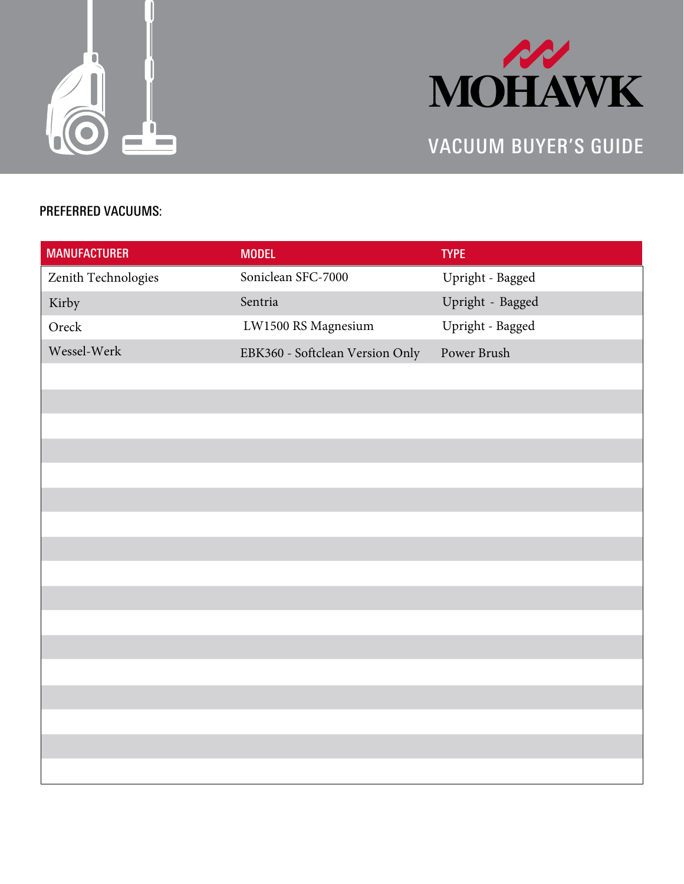MOHAWK

# VACUUM BUYER'S GUIDE

## PREFERRED VACUUMS:

| MANUFACTURER | MODEL | TYPE |
|---|---|---|
| Zenith Technologies | Soniclean SFC-7000 | Upright - Bagged |
| Kirby | Sentria | Upright - Bagged |
| Oreck | LW1500 RS Magnesium | Upright - Bagged |
| Wessel-Werk | EBK360 - Softclean Version Only | Power Brush |